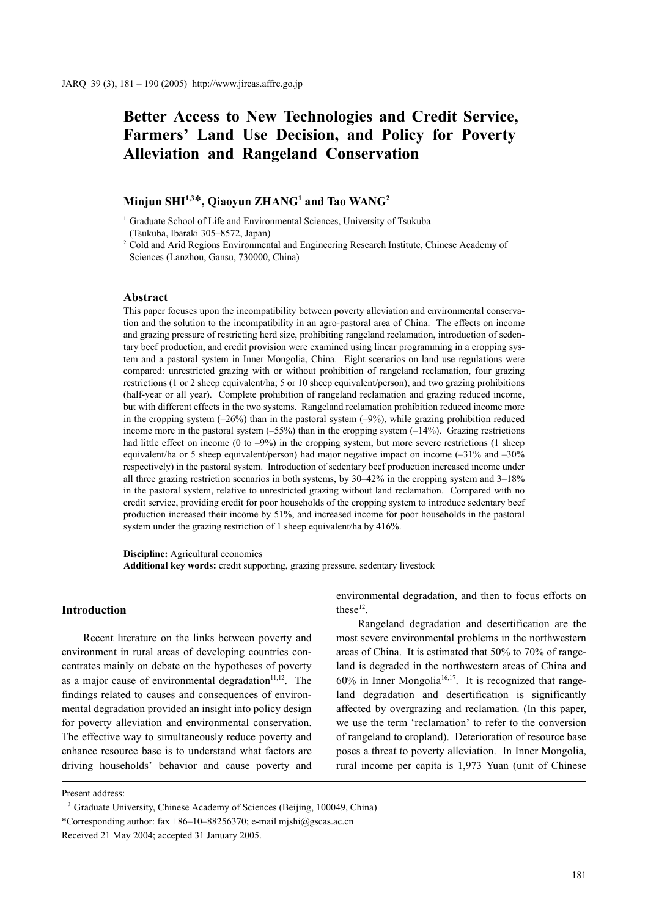# Better Access to New Technologies and Credit Service, Farmers' Land Use Decision, and Policy for Poverty Alleviation and Rangeland Conservation

**Minjun SHI[1,3]\*, Qiaoyun ZHANG[1] and Tao WANG[2]**

[1] Graduate School of Life and Environmental Sciences, University of Tsukuba (Tsukuba, Ibaraki 305–8572, Japan)

[2] Cold and Arid Regions Environmental and Engineering Research Institute, Chinese Academy of Sciences (Lanzhou, Gansu, 730000, China)

## Abstract

This paper focuses upon the incompatibility between poverty alleviation and environmental conservation and the solution to the incompatibility in an agro-pastoral area of China. The effects on income and grazing pressure of restricting herd size, prohibiting rangeland reclamation, introduction of sedentary beef production, and credit provision were examined using linear programming in a cropping system and a pastoral system in Inner Mongolia, China. Eight scenarios on land use regulations were compared: unrestricted grazing with or without prohibition of rangeland reclamation, four grazing restrictions (1 or 2 sheep equivalent/ha; 5 or 10 sheep equivalent/person), and two grazing prohibitions (half-year or all year). Complete prohibition of rangeland reclamation and grazing reduced income, but with different effects in the two systems. Rangeland reclamation prohibition reduced income more in the cropping system (–26%) than in the pastoral system (–9%), while grazing prohibition reduced income more in the pastoral system (–55%) than in the cropping system (–14%). Grazing restrictions had little effect on income (0 to –9%) in the cropping system, but more severe restrictions (1 sheep equivalent/ha or 5 sheep equivalent/person) had major negative impact on income (–31% and –30% respectively) in the pastoral system. Introduction of sedentary beef production increased income under all three grazing restriction scenarios in both systems, by 30–42% in the cropping system and 3–18% in the pastoral system, relative to unrestricted grazing without land reclamation. Compared with no credit service, providing credit for poor households of the cropping system to introduce sedentary beef production increased their income by 51%, and increased income for poor households in the pastoral system under the grazing restriction of 1 sheep equivalent/ha by 416%.

**Discipline:** Agricultural economics

**Additional key words:** credit supporting, grazing pressure, sedentary livestock

## Introduction

Recent literature on the links between poverty and environment in rural areas of developing countries concentrates mainly on debate on the hypotheses of poverty as a major cause of environmental degradation[11,12]. The findings related to causes and consequences of environmental degradation provided an insight into policy design for poverty alleviation and environmental conservation. The effective way to simultaneously reduce poverty and enhance resource base is to understand what factors are driving households' behavior and cause poverty and environmental degradation, and then to focus efforts on these[12].

Rangeland degradation and desertification are the most severe environmental problems in the northwestern areas of China. It is estimated that 50% to 70% of rangeland is degraded in the northwestern areas of China and 60% in Inner Mongolia[16,17]. It is recognized that rangeland degradation and desertification is significantly affected by overgrazing and reclamation. (In this paper, we use the term 'reclamation' to refer to the conversion of rangeland to cropland). Deterioration of resource base poses a threat to poverty alleviation. In Inner Mongolia, rural income per capita is 1,973 Yuan (unit of Chinese

---

Present address:

[3] Graduate University, Chinese Academy of Sciences (Beijing, 100049, China)

\*Corresponding author: fax +86–10–88256370; e-mail mjshi@gscas.ac.cn

Received 21 May 2004; accepted 31 January 2005.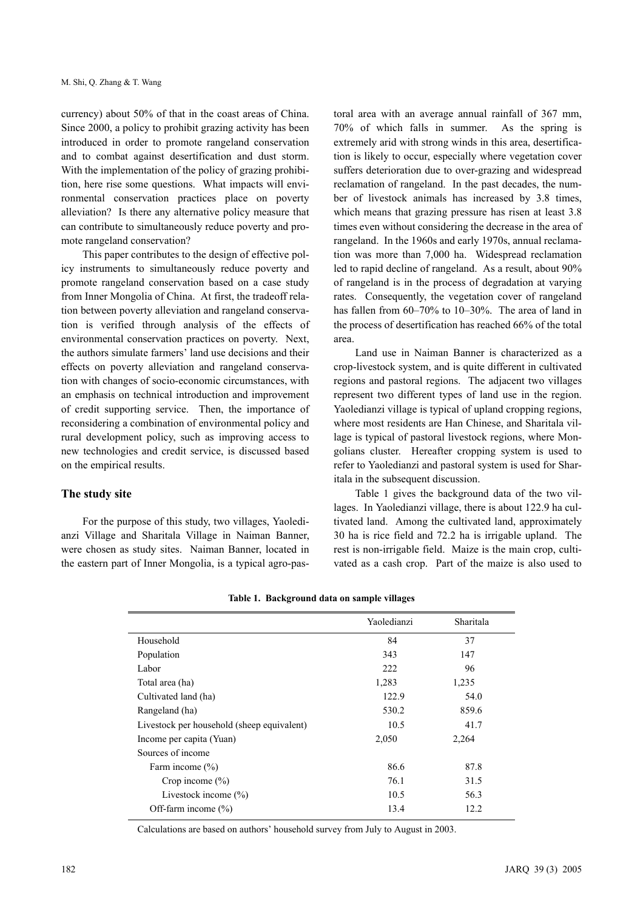currency) about 50% of that in the coast areas of China. Since 2000, a policy to prohibit grazing activity has been introduced in order to promote rangeland conservation and to combat against desertification and dust storm. With the implementation of the policy of grazing prohibition, here rise some questions. What impacts will environmental conservation practices place on poverty alleviation? Is there any alternative policy measure that can contribute to simultaneously reduce poverty and promote rangeland conservation?

This paper contributes to the design of effective policy instruments to simultaneously reduce poverty and promote rangeland conservation based on a case study from Inner Mongolia of China. At first, the tradeoff relation between poverty alleviation and rangeland conservation is verified through analysis of the effects of environmental conservation practices on poverty. Next, the authors simulate farmers' land use decisions and their effects on poverty alleviation and rangeland conservation with changes of socio-economic circumstances, with an emphasis on technical introduction and improvement of credit supporting service. Then, the importance of reconsidering a combination of environmental policy and rural development policy, such as improving access to new technologies and credit service, is discussed based on the empirical results.

## The study site

For the purpose of this study, two villages, Yaoledianzi Village and Sharitala Village in Naiman Banner, were chosen as study sites. Naiman Banner, located in the eastern part of Inner Mongolia, is a typical agro-pastoral area with an average annual rainfall of 367 mm, 70% of which falls in summer. As the spring is extremely arid with strong winds in this area, desertification is likely to occur, especially where vegetation cover suffers deterioration due to over-grazing and widespread reclamation of rangeland. In the past decades, the number of livestock animals has increased by 3.8 times, which means that grazing pressure has risen at least 3.8 times even without considering the decrease in the area of rangeland. In the 1960s and early 1970s, annual reclamation was more than 7,000 ha. Widespread reclamation led to rapid decline of rangeland. As a result, about 90% of rangeland is in the process of degradation at varying rates. Consequently, the vegetation cover of rangeland has fallen from 60–70% to 10–30%. The area of land in the process of desertification has reached 66% of the total area.

Land use in Naiman Banner is characterized as a crop-livestock system, and is quite different in cultivated regions and pastoral regions. The adjacent two villages represent two different types of land use in the region. Yaoledianzi village is typical of upland cropping regions, where most residents are Han Chinese, and Sharitala village is typical of pastoral livestock regions, where Mongolians cluster. Hereafter cropping system is used to refer to Yaoledianzi and pastoral system is used for Sharitala in the subsequent discussion.

Table 1 gives the background data of the two villages. In Yaoledianzi village, there is about 122.9 ha cultivated land. Among the cultivated land, approximately 30 ha is rice field and 72.2 ha is irrigable upland. The rest is non-irrigable field. Maize is the main crop, cultivated as a cash crop. Part of the maize is also used to

**Table 1. Background data on sample villages**

| | Yaoledianzi | Sharitala |
|---|---|---|
| Household | 84 | 37 |
| Population | 343 | 147 |
| Labor | 222 | 96 |
| Total area (ha) | 1,283 | 1,235 |
| Cultivated land (ha) | 122.9 | 54.0 |
| Rangeland (ha) | 530.2 | 859.6 |
| Livestock per household (sheep equivalent) | 10.5 | 41.7 |
| Income per capita (Yuan) | 2,050 | 2,264 |
| Sources of income | | |
| Farm income (%) | 86.6 | 87.8 |
| Crop income (%) | 76.1 | 31.5 |
| Livestock income (%) | 10.5 | 56.3 |
| Off-farm income (%) | 13.4 | 12.2 |

Calculations are based on authors' household survey from July to August in 2003.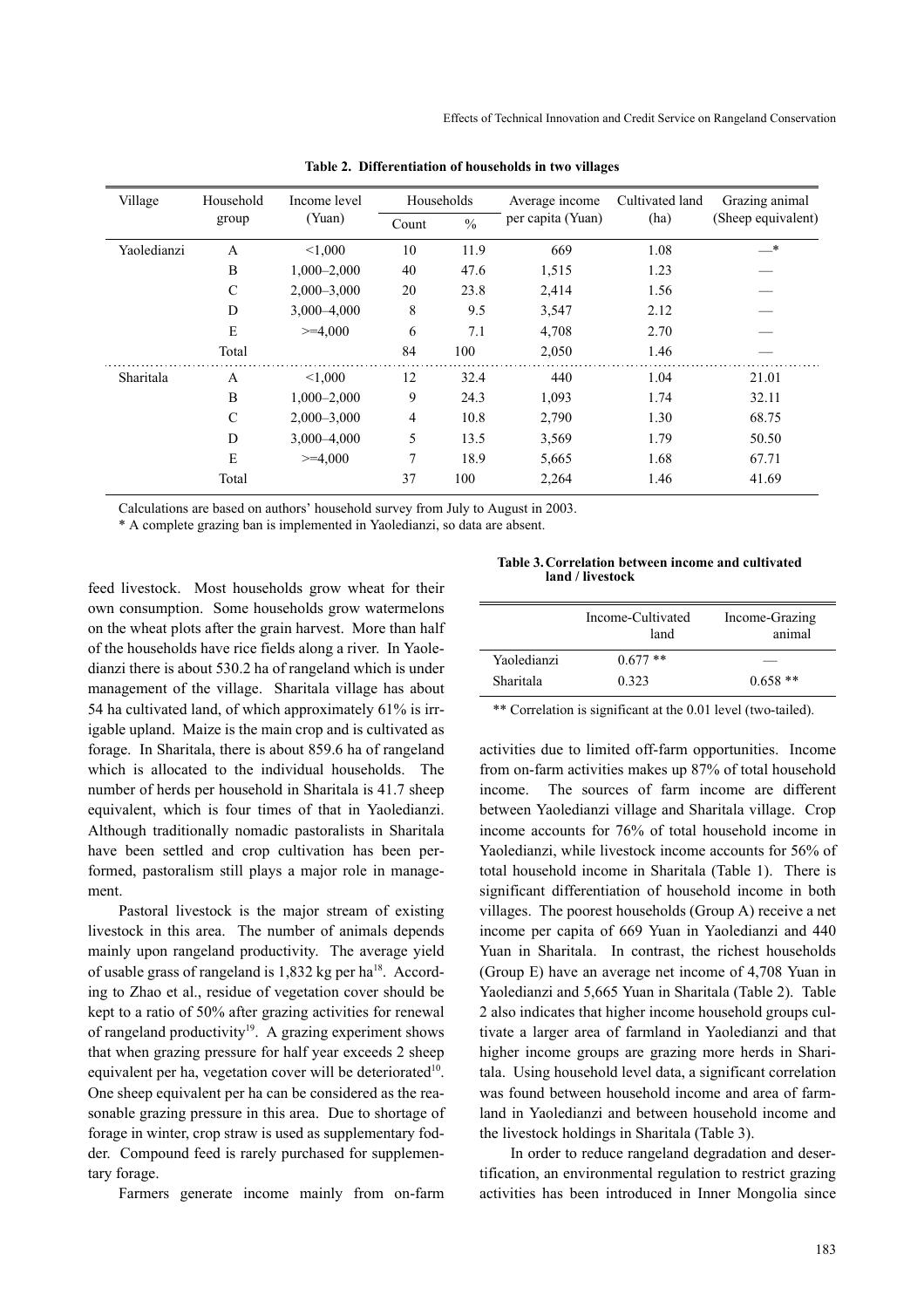**Table 2. Differentiation of households in two villages**

| Village | Household group | Income level (Yuan) | Households | | Average income per capita (Yuan) | Cultivated land (ha) | Grazing animal (Sheep equivalent) |
|---|---|---|---|---|---|---|---|
| | | | Count | % | | | |
| Yaoledianzi | A | <1,000 | 10 | 11.9 | 669 | 1.08 | —* |
| | B | 1,000–2,000 | 40 | 47.6 | 1,515 | 1.23 | — |
| | C | 2,000–3,000 | 20 | 23.8 | 2,414 | 1.56 | — |
| | D | 3,000–4,000 | 8 | 9.5 | 3,547 | 2.12 | — |
| | E | >=4,000 | 6 | 7.1 | 4,708 | 2.70 | — |
| | Total | | 84 | 100 | 2,050 | 1.46 | — |
| Sharitala | A | <1,000 | 12 | 32.4 | 440 | 1.04 | 21.01 |
| | B | 1,000–2,000 | 9 | 24.3 | 1,093 | 1.74 | 32.11 |
| | C | 2,000–3,000 | 4 | 10.8 | 2,790 | 1.30 | 68.75 |
| | D | 3,000–4,000 | 5 | 13.5 | 3,569 | 1.79 | 50.50 |
| | E | >=4,000 | 7 | 18.9 | 5,665 | 1.68 | 67.71 |
| | Total | | 37 | 100 | 2,264 | 1.46 | 41.69 |

Calculations are based on authors' household survey from July to August in 2003.
* A complete grazing ban is implemented in Yaoledianzi, so data are absent.

feed livestock. Most households grow wheat for their own consumption. Some households grow watermelons on the wheat plots after the grain harvest. More than half of the households have rice fields along a river. In Yaoledianzi there is about 530.2 ha of rangeland which is under management of the village. Sharitala village has about 54 ha cultivated land, of which approximately 61% is irrigable upland. Maize is the main crop and is cultivated as forage. In Sharitala, there is about 859.6 ha of rangeland which is allocated to the individual households. The number of herds per household in Sharitala is 41.7 sheep equivalent, which is four times of that in Yaoledianzi. Although traditionally nomadic pastoralists in Sharitala have been settled and crop cultivation has been performed, pastoralism still plays a major role in management.

Pastoral livestock is the major stream of existing livestock in this area. The number of animals depends mainly upon rangeland productivity. The average yield of usable grass of rangeland is 1,832 kg per ha[18]. According to Zhao et al., residue of vegetation cover should be kept to a ratio of 50% after grazing activities for renewal of rangeland productivity[19]. A grazing experiment shows that when grazing pressure for half year exceeds 2 sheep equivalent per ha, vegetation cover will be deteriorated[10]. One sheep equivalent per ha can be considered as the reasonable grazing pressure in this area. Due to shortage of forage in winter, crop straw is used as supplementary fodder. Compound feed is rarely purchased for supplementary forage.

Farmers generate income mainly from on-farm activities due to limited off-farm opportunities. Income from on-farm activities makes up 87% of total household income. The sources of farm income are different between Yaoledianzi village and Sharitala village. Crop income accounts for 76% of total household income in Yaoledianzi, while livestock income accounts for 56% of total household income in Sharitala (Table 1). There is significant differentiation of household income in both villages. The poorest households (Group A) receive a net income per capita of 669 Yuan in Yaoledianzi and 440 Yuan in Sharitala. In contrast, the richest households (Group E) have an average net income of 4,708 Yuan in Yaoledianzi and 5,665 Yuan in Sharitala (Table 2). Table 2 also indicates that higher income household groups cultivate a larger area of farmland in Yaoledianzi and that higher income groups are grazing more herds in Sharitala. Using household level data, a significant correlation was found between household income and area of farmland in Yaoledianzi and between household income and the livestock holdings in Sharitala (Table 3).

**Table 3. Correlation between income and cultivated land / livestock**

| | Income-Cultivated land | Income-Grazing animal |
|---|---|---|
| Yaoledianzi | 0.677 ** | — |
| Sharitala | 0.323 | 0.658 ** |

** Correlation is significant at the 0.01 level (two-tailed).

In order to reduce rangeland degradation and desertification, an environmental regulation to restrict grazing activities has been introduced in Inner Mongolia since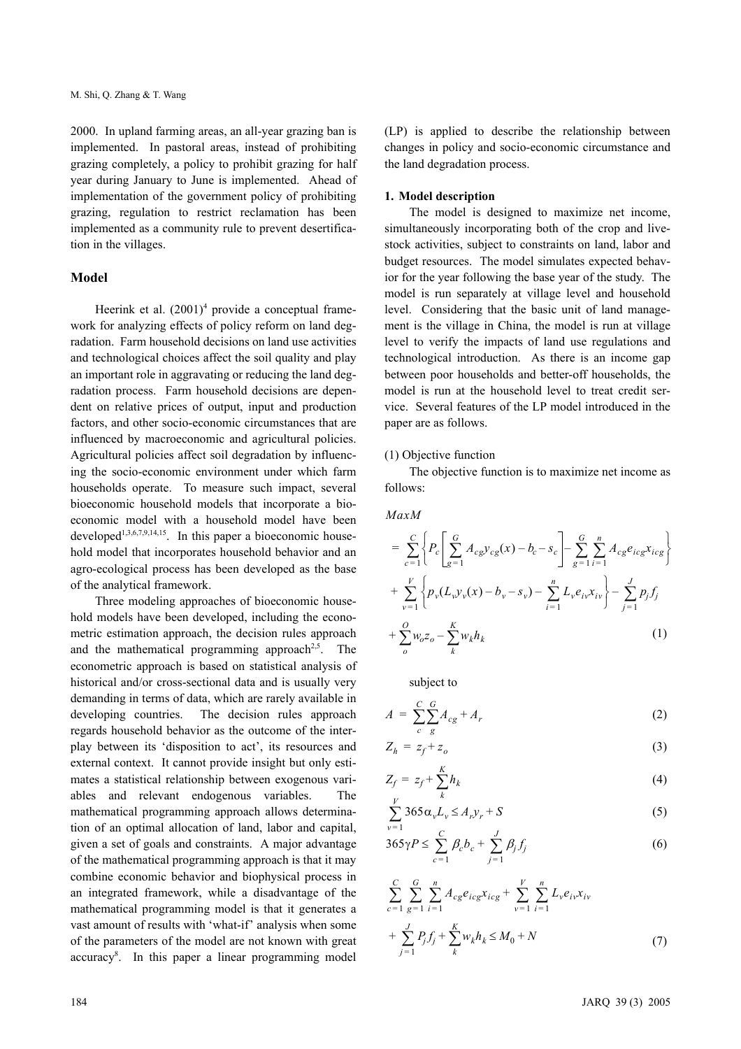2000. In upland farming areas, an all-year grazing ban is implemented. In pastoral areas, instead of prohibiting grazing completely, a policy to prohibit grazing for half year during January to June is implemented. Ahead of implementation of the government policy of prohibiting grazing, regulation to restrict reclamation has been implemented as a community rule to prevent desertification in the villages.

## Model

Heerink et al. (2001)[4] provide a conceptual framework for analyzing effects of policy reform on land degradation. Farm household decisions on land use activities and technological choices affect the soil quality and play an important role in aggravating or reducing the land degradation process. Farm household decisions are dependent on relative prices of output, input and production factors, and other socio-economic circumstances that are influenced by macroeconomic and agricultural policies. Agricultural policies affect soil degradation by influencing the socio-economic environment under which farm households operate. To measure such impact, several bioeconomic household models that incorporate a bioeconomic model with a household model have been developed[1,3,6,7,9,14,15]. In this paper a bioeconomic household model that incorporates household behavior and an agro-ecological process has been developed as the base of the analytical framework.

Three modeling approaches of bioeconomic household models have been developed, including the econometric estimation approach, the decision rules approach and the mathematical programming approach[2,5]. The econometric approach is based on statistical analysis of historical and/or cross-sectional data and is usually very demanding in terms of data, which are rarely available in developing countries. The decision rules approach regards household behavior as the outcome of the interplay between its 'disposition to act', its resources and external context. It cannot provide insight but only estimates a statistical relationship between exogenous variables and relevant endogenous variables. The mathematical programming approach allows determination of an optimal allocation of land, labor and capital, given a set of goals and constraints. A major advantage of the mathematical programming approach is that it may combine economic behavior and biophysical process in an integrated framework, while a disadvantage of the mathematical programming model is that it generates a vast amount of results with 'what-if' analysis when some of the parameters of the model are not known with great accuracy[8]. In this paper a linear programming model (LP) is applied to describe the relationship between changes in policy and socio-economic circumstance and the land degradation process.

### 1. Model description

The model is designed to maximize net income, simultaneously incorporating both of the crop and livestock activities, subject to constraints on land, labor and budget resources. The model simulates expected behavior for the year following the base year of the study. The model is run separately at village level and household level. Considering that the basic unit of land management is the village in China, the model is run at village level to verify the impacts of land use regulations and technological introduction. As there is an income gap between poor households and better-off households, the model is run at the household level to treat credit service. Several features of the LP model introduced in the paper are as follows.

(1) Objective function

The objective function is to maximize net income as follows:

$$
\begin{aligned}
MaxM &= \sum_{c=1}^{C}\left\{P_c\left[\sum_{g=1}^{G} A_{cg}y_{cg}(x) - b_c - s_c\right] - \sum_{g=1}^{G}\sum_{i=1}^{n} A_{cg}e_{icg}x_{icg}\right\} \\
&+ \sum_{v=1}^{V}\left\{p_v(L_v y_v(x) - b_v - s_v) - \sum_{i=1}^{n} L_v e_{iv}x_{iv}\right\} - \sum_{j=1}^{J} p_j f_j \\
&+ \sum_{o}^{O} w_o z_o - \sum_{k}^{K} w_k h_k
\end{aligned} \tag{1}
$$

subject to

$$A = \sum_{c}^{C}\sum_{g}^{G} A_{cg} + A_r \tag{2}$$

$$Z_h = z_f + z_o \tag{3}$$

$$Z_f = z_f + \sum_{k}^{K} h_k \tag{4}$$

$$\sum_{v=1}^{V} 365\alpha_v L_v \leq A_r y_r + S \tag{5}$$

$$365\gamma P \leq \sum_{c=1}^{C} \beta_c b_c + \sum_{j=1}^{J} \beta_j f_j \tag{6}$$

$$
\begin{aligned}
&\sum_{c=1}^{C}\sum_{g=1}^{G}\sum_{i=1}^{n} A_{cg}e_{icg}x_{icg} + \sum_{v=1}^{V}\sum_{i=1}^{n} L_v e_{iv}x_{iv} \\
&+ \sum_{j=1}^{J} P_j f_j + \sum_{k}^{K} w_k h_k \leq M_0 + N
\end{aligned} \tag{7}
$$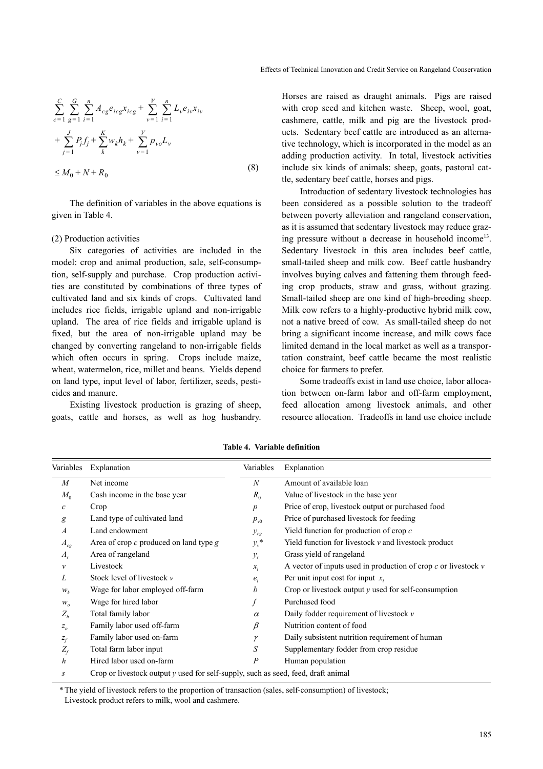$$\sum_{c=1}^{C}\sum_{g=1}^{G}\sum_{i=1}^{n}A_{cg}e_{icg}x_{icg}+\sum_{v=1}^{V}\sum_{i=1}^{n}L_{v}e_{iv}x_{iv}$$
$$+\sum_{j=1}^{J}P_{j}f_{j}+\sum_{k}^{K}w_{k}h_{k}+\sum_{v=1}^{V}p_{vo}L_{v}$$
$$\leq M_{0}+N+R_{0} \tag{8}$$

The definition of variables in the above equations is given in Table 4.

(2) Production activities

Six categories of activities are included in the model: crop and animal production, sale, self-consumption, self-supply and purchase. Crop production activities are constituted by combinations of three types of cultivated land and six kinds of crops. Cultivated land includes rice fields, irrigable upland and non-irrigable upland. The area of rice fields and irrigable upland is fixed, but the area of non-irrigable upland may be changed by converting rangeland to non-irrigable fields which often occurs in spring. Crops include maize, wheat, watermelon, rice, millet and beans. Yields depend on land type, input level of labor, fertilizer, seeds, pesticides and manure.

Existing livestock production is grazing of sheep, goats, cattle and horses, as well as hog husbandry. Horses are raised as draught animals. Pigs are raised with crop seed and kitchen waste. Sheep, wool, goat, cashmere, cattle, milk and pig are the livestock products. Sedentary beef cattle are introduced as an alternative technology, which is incorporated in the model as an adding production activity. In total, livestock activities include six kinds of animals: sheep, goats, pastoral cattle, sedentary beef cattle, horses and pigs.

Introduction of sedentary livestock technologies has been considered as a possible solution to the tradeoff between poverty alleviation and rangeland conservation, as it is assumed that sedentary livestock may reduce grazing pressure without a decrease in household income[13]. Sedentary livestock in this area includes beef cattle, small-tailed sheep and milk cow. Beef cattle husbandry involves buying calves and fattening them through feeding crop products, straw and grass, without grazing. Small-tailed sheep are one kind of high-breeding sheep. Milk cow refers to a highly-productive hybrid milk cow, not a native breed of cow. As small-tailed sheep do not bring a significant income increase, and milk cows face limited demand in the local market as well as a transportation constraint, beef cattle became the most realistic choice for farmers to prefer.

Some tradeoffs exist in land use choice, labor allocation between on-farm labor and off-farm employment, feed allocation among livestock animals, and other resource allocation. Tradeoffs in land use choice include

**Table 4. Variable definition**

| Variables | Explanation | Variables | Explanation |
|---|---|---|---|
| $M$ | Net income | $N$ | Amount of available loan |
| $M_0$ | Cash income in the base year | $R_0$ | Value of livestock in the base year |
| $c$ | Crop | $p$ | Price of crop, livestock output or purchased food |
| $g$ | Land type of cultivated land | $p_{v0}$ | Price of purchased livestock for feeding |
| $A$ | Land endowment | $y_{cg}$ | Yield function for production of crop $c$ |
| $A_{cg}$ | Area of crop $c$ produced on land type $g$ | $y_v$* | Yield function for livestock $v$ and livestock product |
| $A_r$ | Area of rangeland | $y_r$ | Grass yield of rangeland |
| $v$ | Livestock | $x_i$ | A vector of inputs used in production of crop $c$ or livestock $v$ |
| $L$ | Stock level of livestock $v$ | $e_i$ | Per unit input cost for input $x_i$ |
| $w_k$ | Wage for labor employed off-farm | $b$ | Crop or livestock output $y$ used for self-consumption |
| $w_o$ | Wage for hired labor | $f$ | Purchased food |
| $Z_h$ | Total family labor | $\alpha$ | Daily fodder requirement of livestock $v$ |
| $z_o$ | Family labor used off-farm | $\beta$ | Nutrition content of food |
| $z_f$ | Family labor used on-farm | $\gamma$ | Daily subsistent nutrition requirement of human |
| $Z_f$ | Total farm labor input | $S$ | Supplementary fodder from crop residue |
| $h$ | Hired labor used on-farm | $P$ | Human population |
| $s$ | Crop or livestock output $y$ used for self-supply, such as seed, feed, draft animal | | |

* The yield of livestock refers to the proportion of transaction (sales, self-consumption) of livestock;
Livestock product refers to milk, wool and cashmere.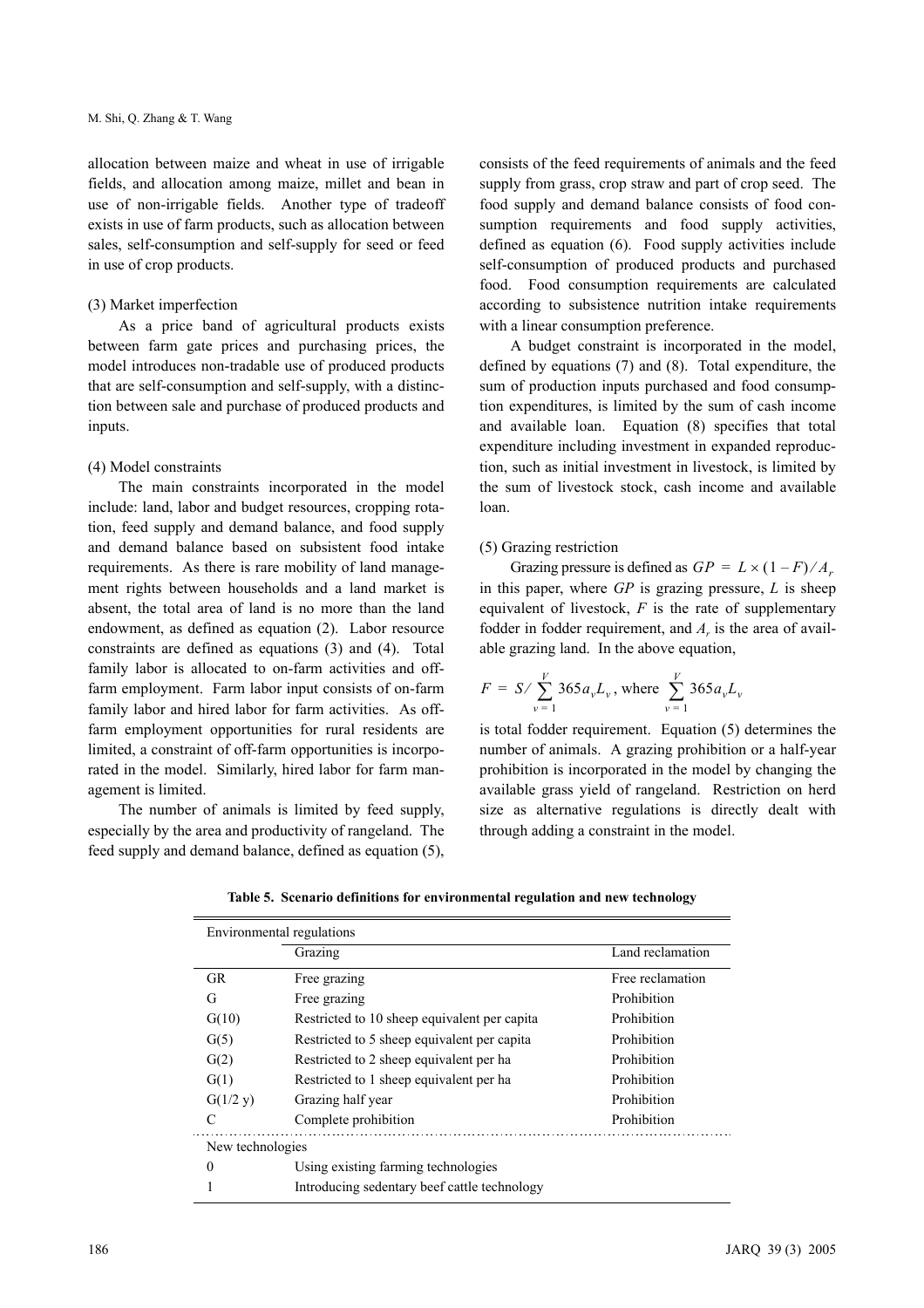allocation between maize and wheat in use of irrigable fields, and allocation among maize, millet and bean in use of non-irrigable fields. Another type of tradeoff exists in use of farm products, such as allocation between sales, self-consumption and self-supply for seed or feed in use of crop products.

(3) Market imperfection

As a price band of agricultural products exists between farm gate prices and purchasing prices, the model introduces non-tradable use of produced products that are self-consumption and self-supply, with a distinction between sale and purchase of produced products and inputs.

(4) Model constraints

The main constraints incorporated in the model include: land, labor and budget resources, cropping rotation, feed supply and demand balance, and food supply and demand balance based on subsistent food intake requirements. As there is rare mobility of land management rights between households and a land market is absent, the total area of land is no more than the land endowment, as defined as equation (2). Labor resource constraints are defined as equations (3) and (4). Total family labor is allocated to on-farm activities and off-farm employment. Farm labor input consists of on-farm family labor and hired labor for farm activities. As off-farm employment opportunities for rural residents are limited, a constraint of off-farm opportunities is incorporated in the model. Similarly, hired labor for farm management is limited.

The number of animals is limited by feed supply, especially by the area and productivity of rangeland. The feed supply and demand balance, defined as equation (5), consists of the feed requirements of animals and the feed supply from grass, crop straw and part of crop seed. The food supply and demand balance consists of food consumption requirements and food supply activities, defined as equation (6). Food supply activities include self-consumption of produced products and purchased food. Food consumption requirements are calculated according to subsistence nutrition intake requirements with a linear consumption preference.

A budget constraint is incorporated in the model, defined by equations (7) and (8). Total expenditure, the sum of production inputs purchased and food consumption expenditures, is limited by the sum of cash income and available loan. Equation (8) specifies that total expenditure including investment in expanded reproduction, such as initial investment in livestock, is limited by the sum of livestock stock, cash income and available loan.

(5) Grazing restriction

Grazing pressure is defined as $GP = L \times (1 - F) / A_r$ in this paper, where $GP$ is grazing pressure, $L$ is sheep equivalent of livestock, $F$ is the rate of supplementary fodder in fodder requirement, and $A_r$ is the area of available grazing land. In the above equation,

$$F = S / \sum_{v=1}^{V} 365 a_v L_v \text{, where } \sum_{v=1}^{V} 365 a_v L_v$$

is total fodder requirement. Equation (5) determines the number of animals. A grazing prohibition or a half-year prohibition is incorporated in the model by changing the available grass yield of rangeland. Restriction on herd size as alternative regulations is directly dealt with through adding a constraint in the model.

**Table 5. Scenario definitions for environmental regulation and new technology**

| Environmental regulations | | |
|---|---|---|
| | Grazing | Land reclamation |
| GR | Free grazing | Free reclamation |
| G | Free grazing | Prohibition |
| G(10) | Restricted to 10 sheep equivalent per capita | Prohibition |
| G(5) | Restricted to 5 sheep equivalent per capita | Prohibition |
| G(2) | Restricted to 2 sheep equivalent per ha | Prohibition |
| G(1) | Restricted to 1 sheep equivalent per ha | Prohibition |
| G(1/2 y) | Grazing half year | Prohibition |
| C | Complete prohibition | Prohibition |
| **New technologies** | | |
| 0 | Using existing farming technologies | |
| 1 | Introducing sedentary beef cattle technology | |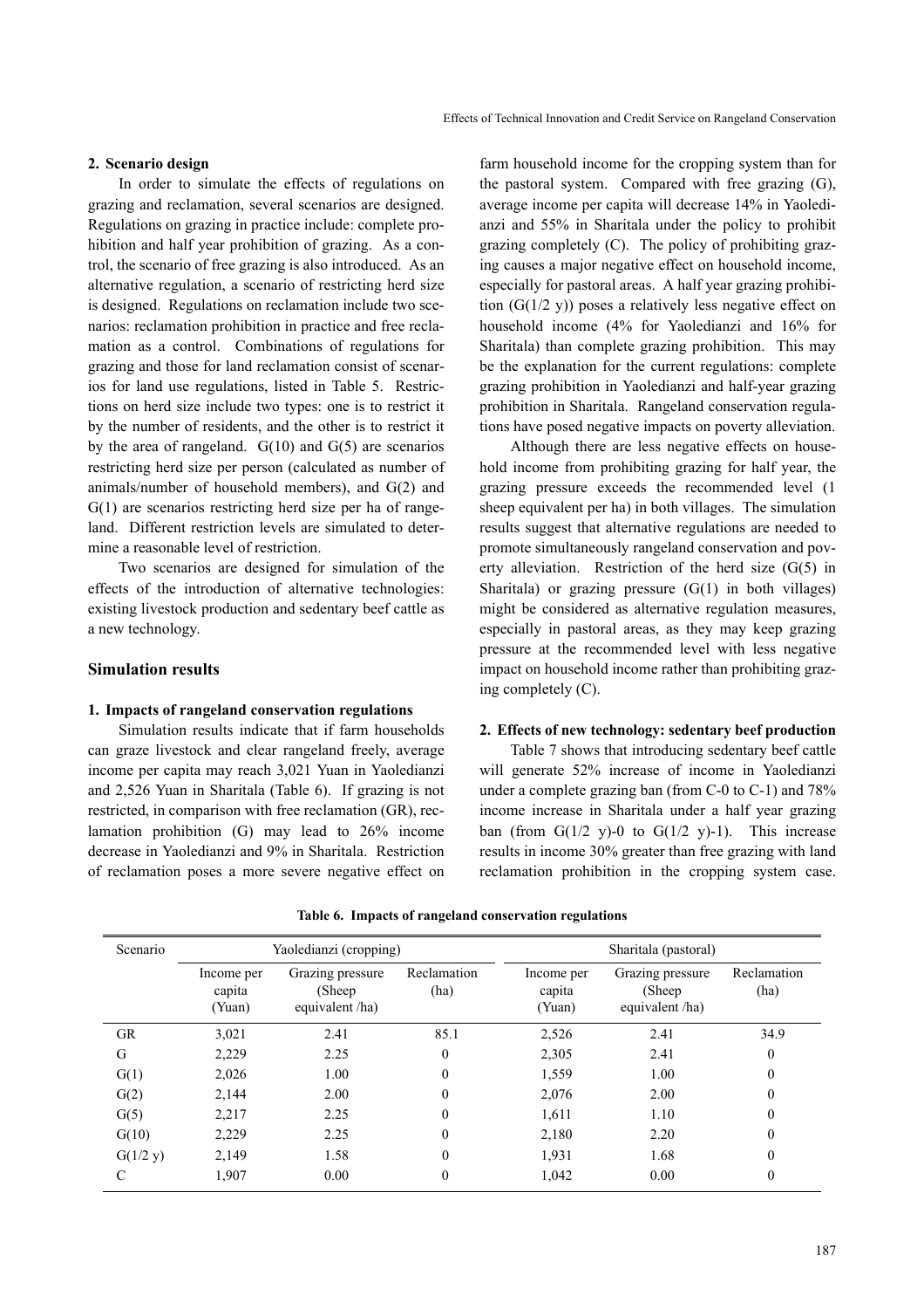## 2. Scenario design

In order to simulate the effects of regulations on grazing and reclamation, several scenarios are designed. Regulations on grazing in practice include: complete prohibition and half year prohibition of grazing. As a control, the scenario of free grazing is also introduced. As an alternative regulation, a scenario of restricting herd size is designed. Regulations on reclamation include two scenarios: reclamation prohibition in practice and free reclamation as a control. Combinations of regulations for grazing and those for land reclamation consist of scenarios for land use regulations, listed in Table 5. Restrictions on herd size include two types: one is to restrict it by the number of residents, and the other is to restrict it by the area of rangeland. G(10) and G(5) are scenarios restricting herd size per person (calculated as number of animals/number of household members), and G(2) and G(1) are scenarios restricting herd size per ha of rangeland. Different restriction levels are simulated to determine a reasonable level of restriction.

Two scenarios are designed for simulation of the effects of the introduction of alternative technologies: existing livestock production and sedentary beef cattle as a new technology.

# Simulation results

## 1. Impacts of rangeland conservation regulations

Simulation results indicate that if farm households can graze livestock and clear rangeland freely, average income per capita may reach 3,021 Yuan in Yaoledianzi and 2,526 Yuan in Sharitala (Table 6). If grazing is not restricted, in comparison with free reclamation (GR), reclamation prohibition (G) may lead to 26% income decrease in Yaoledianzi and 9% in Sharitala. Restriction of reclamation poses a more severe negative effect on farm household income for the cropping system than for the pastoral system. Compared with free grazing (G), average income per capita will decrease 14% in Yaoledianzi and 55% in Sharitala under the policy to prohibit grazing completely (C). The policy of prohibiting grazing causes a major negative effect on household income, especially for pastoral areas. A half year grazing prohibition (G(1/2 y)) poses a relatively less negative effect on household income (4% for Yaoledianzi and 16% for Sharitala) than complete grazing prohibition. This may be the explanation for the current regulations: complete grazing prohibition in Yaoledianzi and half-year grazing prohibition in Sharitala. Rangeland conservation regulations have posed negative impacts on poverty alleviation.

Although there are less negative effects on household income from prohibiting grazing for half year, the grazing pressure exceeds the recommended level (1 sheep equivalent per ha) in both villages. The simulation results suggest that alternative regulations are needed to promote simultaneously rangeland conservation and poverty alleviation. Restriction of the herd size (G(5) in Sharitala) or grazing pressure (G(1) in both villages) might be considered as alternative regulation measures, especially in pastoral areas, as they may keep grazing pressure at the recommended level with less negative impact on household income rather than prohibiting grazing completely (C).

## 2. Effects of new technology: sedentary beef production

Table 7 shows that introducing sedentary beef cattle will generate 52% increase of income in Yaoledianzi under a complete grazing ban (from C-0 to C-1) and 78% income increase in Sharitala under a half year grazing ban (from G(1/2 y)-0 to G(1/2 y)-1). This increase results in income 30% greater than free grazing with land reclamation prohibition in the cropping system case.

**Table 6. Impacts of rangeland conservation regulations**

| Scenario | Yaoledianzi (cropping) | | | Sharitala (pastoral) | | |
|---|---|---|---|---|---|---|
| | Income per capita (Yuan) | Grazing pressure (Sheep equivalent /ha) | Reclamation (ha) | Income per capita (Yuan) | Grazing pressure (Sheep equivalent /ha) | Reclamation (ha) |
| GR | 3,021 | 2.41 | 85.1 | 2,526 | 2.41 | 34.9 |
| G | 2,229 | 2.25 | 0 | 2,305 | 2.41 | 0 |
| G(1) | 2,026 | 1.00 | 0 | 1,559 | 1.00 | 0 |
| G(2) | 2,144 | 2.00 | 0 | 2,076 | 2.00 | 0 |
| G(5) | 2,217 | 2.25 | 0 | 1,611 | 1.10 | 0 |
| G(10) | 2,229 | 2.25 | 0 | 2,180 | 2.20 | 0 |
| G(1/2 y) | 2,149 | 1.58 | 0 | 1,931 | 1.68 | 0 |
| C | 1,907 | 0.00 | 0 | 1,042 | 0.00 | 0 |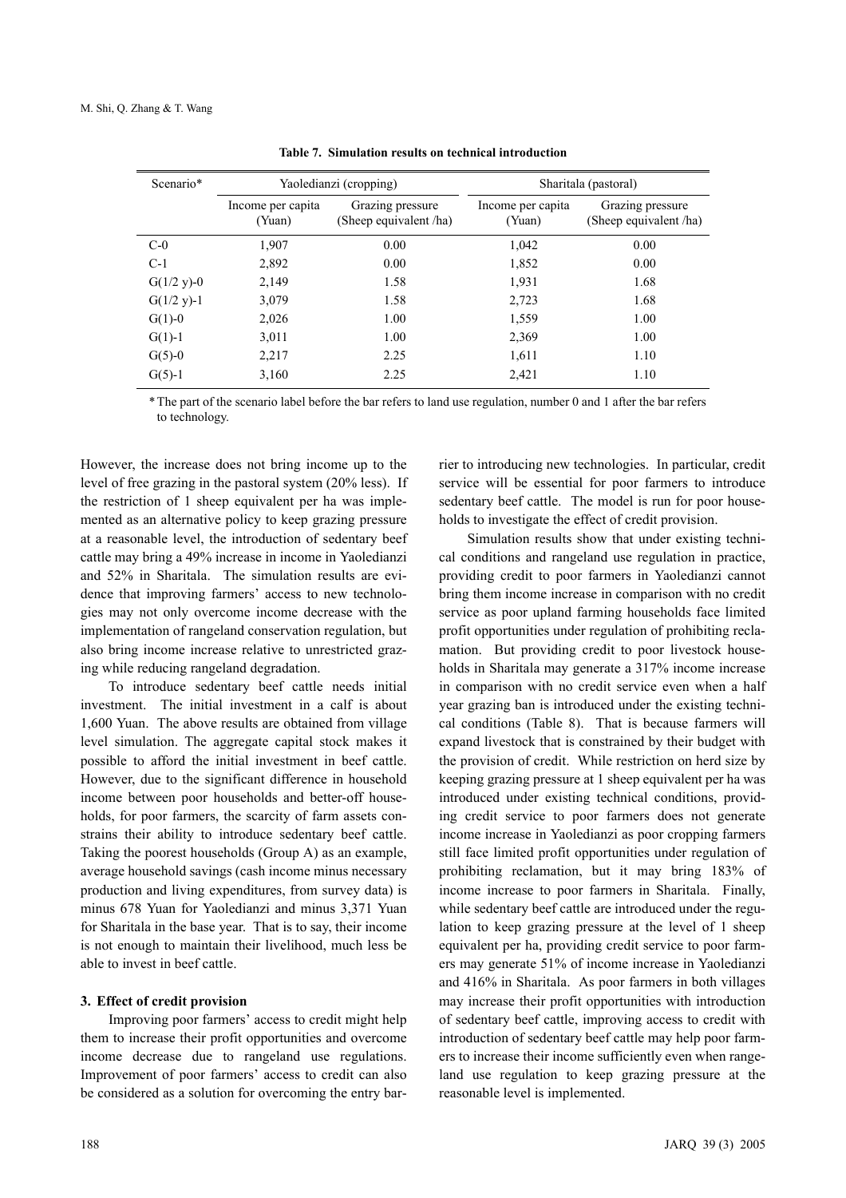**Table 7. Simulation results on technical introduction**

| Scenario* | Yaoledianzi (cropping) | | Sharitala (pastoral) | |
|---|---|---|---|---|
| | Income per capita (Yuan) | Grazing pressure (Sheep equivalent /ha) | Income per capita (Yuan) | Grazing pressure (Sheep equivalent /ha) |
| C-0 | 1,907 | 0.00 | 1,042 | 0.00 |
| C-1 | 2,892 | 0.00 | 1,852 | 0.00 |
| G(1/2 y)-0 | 2,149 | 1.58 | 1,931 | 1.68 |
| G(1/2 y)-1 | 3,079 | 1.58 | 2,723 | 1.68 |
| G(1)-0 | 2,026 | 1.00 | 1,559 | 1.00 |
| G(1)-1 | 3,011 | 1.00 | 2,369 | 1.00 |
| G(5)-0 | 2,217 | 2.25 | 1,611 | 1.10 |
| G(5)-1 | 3,160 | 2.25 | 2,421 | 1.10 |

* The part of the scenario label before the bar refers to land use regulation, number 0 and 1 after the bar refers to technology.

However, the increase does not bring income up to the level of free grazing in the pastoral system (20% less). If the restriction of 1 sheep equivalent per ha was implemented as an alternative policy to keep grazing pressure at a reasonable level, the introduction of sedentary beef cattle may bring a 49% increase in income in Yaoledianzi and 52% in Sharitala. The simulation results are evidence that improving farmers' access to new technologies may not only overcome income decrease with the implementation of rangeland conservation regulation, but also bring income increase relative to unrestricted grazing while reducing rangeland degradation.

To introduce sedentary beef cattle needs initial investment. The initial investment in a calf is about 1,600 Yuan. The above results are obtained from village level simulation. The aggregate capital stock makes it possible to afford the initial investment in beef cattle. However, due to the significant difference in household income between poor households and better-off households, for poor farmers, the scarcity of farm assets constrains their ability to introduce sedentary beef cattle. Taking the poorest households (Group A) as an example, average household savings (cash income minus necessary production and living expenditures, from survey data) is minus 678 Yuan for Yaoledianzi and minus 3,371 Yuan for Sharitala in the base year. That is to say, their income is not enough to maintain their livelihood, much less be able to invest in beef cattle.

### 3. Effect of credit provision

Improving poor farmers' access to credit might help them to increase their profit opportunities and overcome income decrease due to rangeland use regulations. Improvement of poor farmers' access to credit can also be considered as a solution for overcoming the entry barrier to introducing new technologies. In particular, credit service will be essential for poor farmers to introduce sedentary beef cattle. The model is run for poor households to investigate the effect of credit provision.

Simulation results show that under existing technical conditions and rangeland use regulation in practice, providing credit to poor farmers in Yaoledianzi cannot bring them income increase in comparison with no credit service as poor upland farming households face limited profit opportunities under regulation of prohibiting reclamation. But providing credit to poor livestock households in Sharitala may generate a 317% income increase in comparison with no credit service even when a half year grazing ban is introduced under the existing technical conditions (Table 8). That is because farmers will expand livestock that is constrained by their budget with the provision of credit. While restriction on herd size by keeping grazing pressure at 1 sheep equivalent per ha was introduced under existing technical conditions, providing credit service to poor farmers does not generate income increase in Yaoledianzi as poor cropping farmers still face limited profit opportunities under regulation of prohibiting reclamation, but it may bring 183% of income increase to poor farmers in Sharitala. Finally, while sedentary beef cattle are introduced under the regulation to keep grazing pressure at the level of 1 sheep equivalent per ha, providing credit service to poor farmers may generate 51% of income increase in Yaoledianzi and 416% in Sharitala. As poor farmers in both villages may increase their profit opportunities with introduction of sedentary beef cattle, improving access to credit with introduction of sedentary beef cattle may help poor farmers to increase their income sufficiently even when rangeland use regulation to keep grazing pressure at the reasonable level is implemented.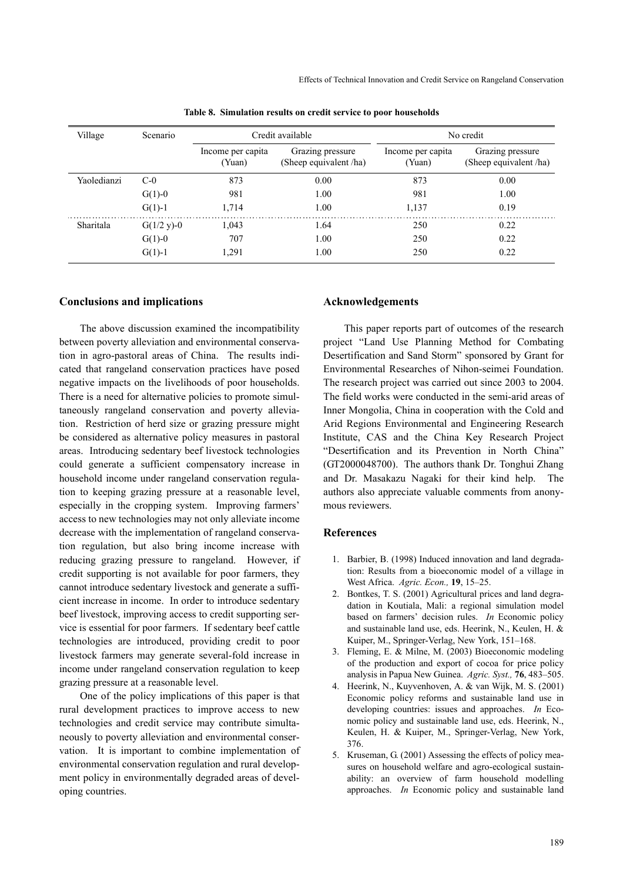**Table 8. Simulation results on credit service to poor households**

| Village | Scenario | Credit available | | No credit | |
|---|---|---|---|---|---|
| | | Income per capita (Yuan) | Grazing pressure (Sheep equivalent /ha) | Income per capita (Yuan) | Grazing pressure (Sheep equivalent /ha) |
| Yaoledianzi | C-0 | 873 | 0.00 | 873 | 0.00 |
| | G(1)-0 | 981 | 1.00 | 981 | 1.00 |
| | G(1)-1 | 1,714 | 1.00 | 1,137 | 0.19 |
| Sharitala | G(1/2 y)-0 | 1,043 | 1.64 | 250 | 0.22 |
| | G(1)-0 | 707 | 1.00 | 250 | 0.22 |
| | G(1)-1 | 1,291 | 1.00 | 250 | 0.22 |

## Conclusions and implications

The above discussion examined the incompatibility between poverty alleviation and environmental conservation in agro-pastoral areas of China. The results indicated that rangeland conservation practices have posed negative impacts on the livelihoods of poor households. There is a need for alternative policies to promote simultaneously rangeland conservation and poverty alleviation. Restriction of herd size or grazing pressure might be considered as alternative policy measures in pastoral areas. Introducing sedentary beef livestock technologies could generate a sufficient compensatory increase in household income under rangeland conservation regulation to keeping grazing pressure at a reasonable level, especially in the cropping system. Improving farmers' access to new technologies may not only alleviate income decrease with the implementation of rangeland conservation regulation, but also bring income increase with reducing grazing pressure to rangeland. However, if credit supporting is not available for poor farmers, they cannot introduce sedentary livestock and generate a sufficient increase in income. In order to introduce sedentary beef livestock, improving access to credit supporting service is essential for poor farmers. If sedentary beef cattle technologies are introduced, providing credit to poor livestock farmers may generate several-fold increase in income under rangeland conservation regulation to keep grazing pressure at a reasonable level.

One of the policy implications of this paper is that rural development practices to improve access to new technologies and credit service may contribute simultaneously to poverty alleviation and environmental conservation. It is important to combine implementation of environmental conservation regulation and rural development policy in environmentally degraded areas of developing countries.

## Acknowledgements

This paper reports part of outcomes of the research project "Land Use Planning Method for Combating Desertification and Sand Storm" sponsored by Grant for Environmental Researches of Nihon-seimei Foundation. The research project was carried out since 2003 to 2004. The field works were conducted in the semi-arid areas of Inner Mongolia, China in cooperation with the Cold and Arid Regions Environmental and Engineering Research Institute, CAS and the China Key Research Project "Desertification and its Prevention in North China" (GT2000048700). The authors thank Dr. Tonghui Zhang and Dr. Masakazu Nagaki for their kind help. The authors also appreciate valuable comments from anonymous reviewers.

## References

1. Barbier, B. (1998) Induced innovation and land degradation: Results from a bioeconomic model of a village in West Africa. *Agric. Econ.,* **19**, 15–25.
2. Bontkes, T. S. (2001) Agricultural prices and land degradation in Koutiala, Mali: a regional simulation model based on farmers' decision rules. *In* Economic policy and sustainable land use, eds. Heerink, N., Keulen, H. & Kuiper, M., Springer-Verlag, New York, 151–168.
3. Fleming, E. & Milne, M. (2003) Bioeconomic modeling of the production and export of cocoa for price policy analysis in Papua New Guinea. *Agric. Syst.,* **76**, 483–505.
4. Heerink, N., Kuyvenhoven, A. & van Wijk, M. S. (2001) Economic policy reforms and sustainable land use in developing countries: issues and approaches. *In* Economic policy and sustainable land use, eds. Heerink, N., Keulen, H. & Kuiper, M., Springer-Verlag, New York, 376.
5. Kruseman, G. (2001) Assessing the effects of policy measures on household welfare and agro-ecological sustainability: an overview of farm household modelling approaches. *In* Economic policy and sustainable land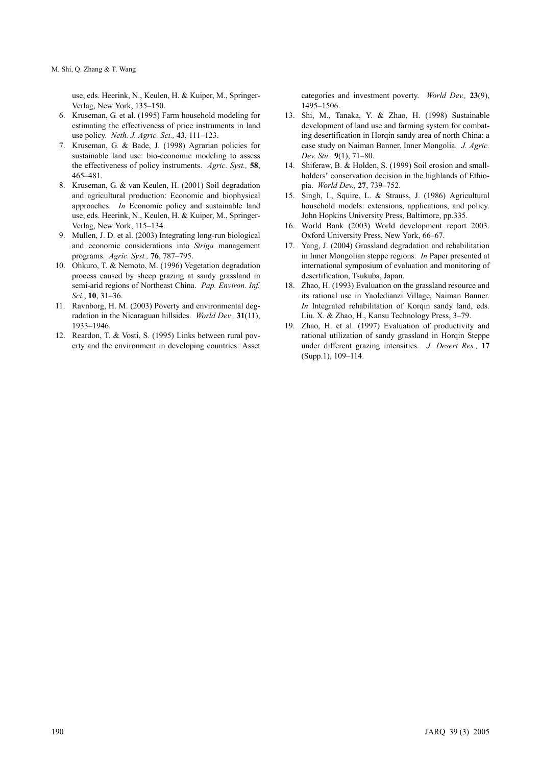use, eds. Heerink, N., Keulen, H. & Kuiper, M., Springer-Verlag, New York, 135–150.

6. Kruseman, G. et al. (1995) Farm household modeling for estimating the effectiveness of price instruments in land use policy. *Neth. J. Agric. Sci.,* **43**, 111–123.
7. Kruseman, G. & Bade, J. (1998) Agrarian policies for sustainable land use: bio-economic modeling to assess the effectiveness of policy instruments. *Agric. Syst.,* **58**, 465–481.
8. Kruseman, G. & van Keulen, H. (2001) Soil degradation and agricultural production: Economic and biophysical approaches. *In* Economic policy and sustainable land use, eds. Heerink, N., Keulen, H. & Kuiper, M., Springer-Verlag, New York, 115–134.
9. Mullen, J. D. et al. (2003) Integrating long-run biological and economic considerations into *Striga* management programs. *Agric. Syst.,* **76**, 787–795.
10. Ohkuro, T. & Nemoto, M. (1996) Vegetation degradation process caused by sheep grazing at sandy grassland in semi-arid regions of Northeast China. *Pap. Environ. Inf. Sci.*, **10**, 31–36.
11. Ravnborg, H. M. (2003) Poverty and environmental degradation in the Nicaraguan hillsides. *World Dev.,* **31**(11), 1933–1946.
12. Reardon, T. & Vosti, S. (1995) Links between rural poverty and the environment in developing countries: Asset categories and investment poverty. *World Dev.,* **23**(9), 1495–1506.
13. Shi, M., Tanaka, Y. & Zhao, H. (1998) Sustainable development of land use and farming system for combating desertification in Horqin sandy area of north China: a case study on Naiman Banner, Inner Mongolia. *J. Agric. Dev. Stu.,* **9**(1), 71–80.
14. Shiferaw, B. & Holden, S. (1999) Soil erosion and smallholders' conservation decision in the highlands of Ethiopia. *World Dev.,* **27**, 739–752.
15. Singh, I., Squire, L. & Strauss, J. (1986) Agricultural household models: extensions, applications, and policy. John Hopkins University Press, Baltimore, pp.335.
16. World Bank (2003) World development report 2003. Oxford University Press, New York, 66–67.
17. Yang, J. (2004) Grassland degradation and rehabilitation in Inner Mongolian steppe regions. *In* Paper presented at international symposium of evaluation and monitoring of desertification, Tsukuba, Japan.
18. Zhao, H. (1993) Evaluation on the grassland resource and its rational use in Yaoledianzi Village, Naiman Banner. *In* Integrated rehabilitation of Korqin sandy land, eds. Liu. X. & Zhao, H., Kansu Technology Press, 3–79.
19. Zhao, H. et al. (1997) Evaluation of productivity and rational utilization of sandy grassland in Horqin Steppe under different grazing intensities. *J. Desert Res.,* **17** (Supp.1), 109–114.